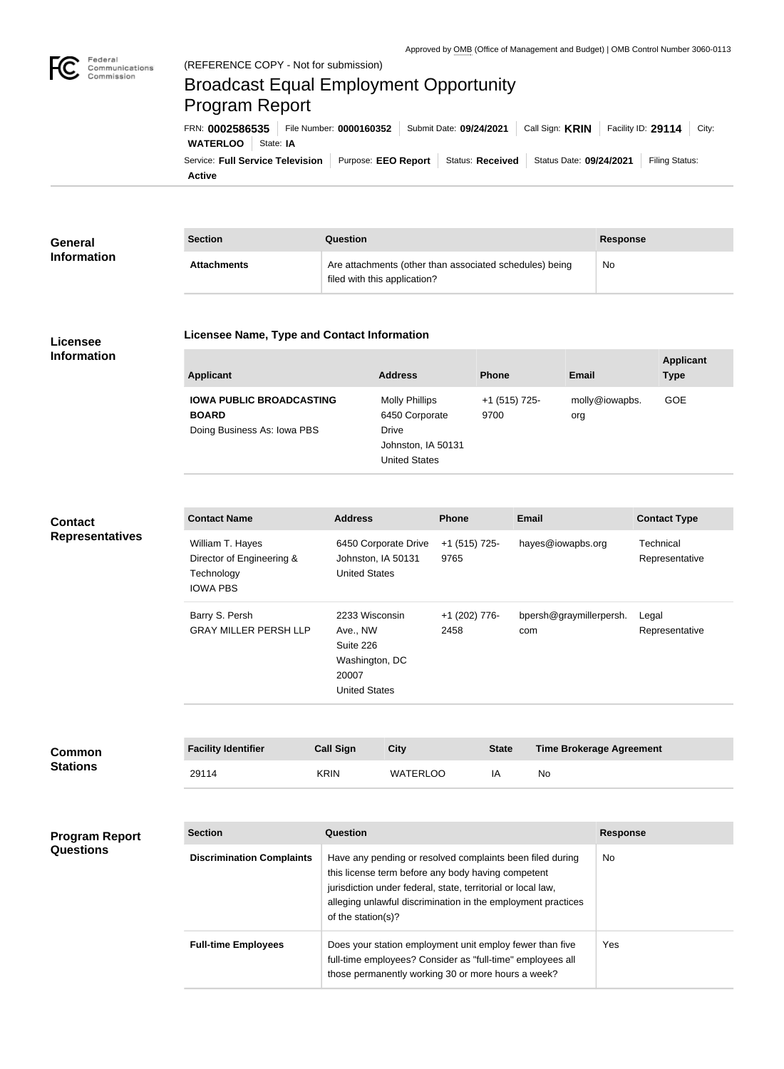Approved by OMB (Office of Management and Budget) | OMB Control Number 3060-0113

(REFERENCE COPY - Not for submission)

# Broadcast Equal Employment Opportunity Program Report

FRN: **0002586535** | File Number: **0000160352** | Submit Date: **09/24/2021** | Call Sign: **KRIN** | Facility ID: **29114** | City: **WATERLOO** | State: **IA**

Service: **Full Service Television** | Purpose: **EEO Report** | Status: **Received** | Status Date: **09/24/2021** | Filing Status: **Active**

## General Information

| Section | Question | Response |
|---|---|---|
| **Attachments** | Are attachments (other than associated schedules) being filed with this application? | No |

## Licensee Information

### Licensee Name, Type and Contact Information

| Applicant | Address | Phone | Email | Applicant Type |
|---|---|---|---|---|
| **IOWA PUBLIC BROADCASTING BOARD** Doing Business As: Iowa PBS | Molly Phillips 6450 Corporate Drive Johnston, IA 50131 United States | +1 (515) 725-9700 | molly@iowapbs.org | GOE |

## Contact Representatives

| Contact Name | Address | Phone | Email | Contact Type |
|---|---|---|---|---|
| William T. Hayes Director of Engineering & Technology IOWA PBS | 6450 Corporate Drive Johnston, IA 50131 United States | +1 (515) 725-9765 | hayes@iowapbs.org | Technical Representative |
| Barry S. Persh GRAY MILLER PERSH LLP | 2233 Wisconsin Ave., NW Suite 226 Washington, DC 20007 United States | +1 (202) 776-2458 | bpersh@graymillerpersh.com | Legal Representative |

## Common Stations

| Facility Identifier | Call Sign | City | State | Time Brokerage Agreement |
|---|---|---|---|---|
| 29114 | KRIN | WATERLOO | IA | No |

## Program Report Questions

| Section | Question | Response |
|---|---|---|
| **Discrimination Complaints** | Have any pending or resolved complaints been filed during this license term before any body having competent jurisdiction under federal, state, territorial or local law, alleging unlawful discrimination in the employment practices of the station(s)? | No |
| **Full-time Employees** | Does your station employment unit employ fewer than five full-time employees? Consider as "full-time" employees all those permanently working 30 or more hours a week? | Yes |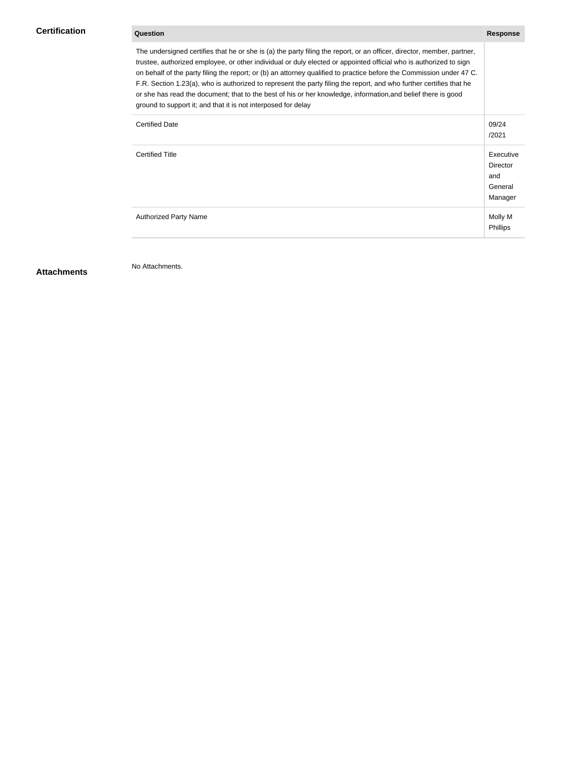## Certification

| Question | Response |
| --- | --- |
| The undersigned certifies that he or she is (a) the party filing the report, or an officer, director, member, partner, trustee, authorized employee, or other individual or duly elected or appointed official who is authorized to sign on behalf of the party filing the report; or (b) an attorney qualified to practice before the Commission under 47 C.F.R. Section 1.23(a), who is authorized to represent the party filing the report, and who further certifies that he or she has read the document; that to the best of his or her knowledge, information,and belief there is good ground to support it; and that it is not interposed for delay | |
| Certified Date | 09/24/2021 |
| Certified Title | Executive Director and General Manager |
| Authorized Party Name | Molly M Phillips |

## Attachments

No Attachments.